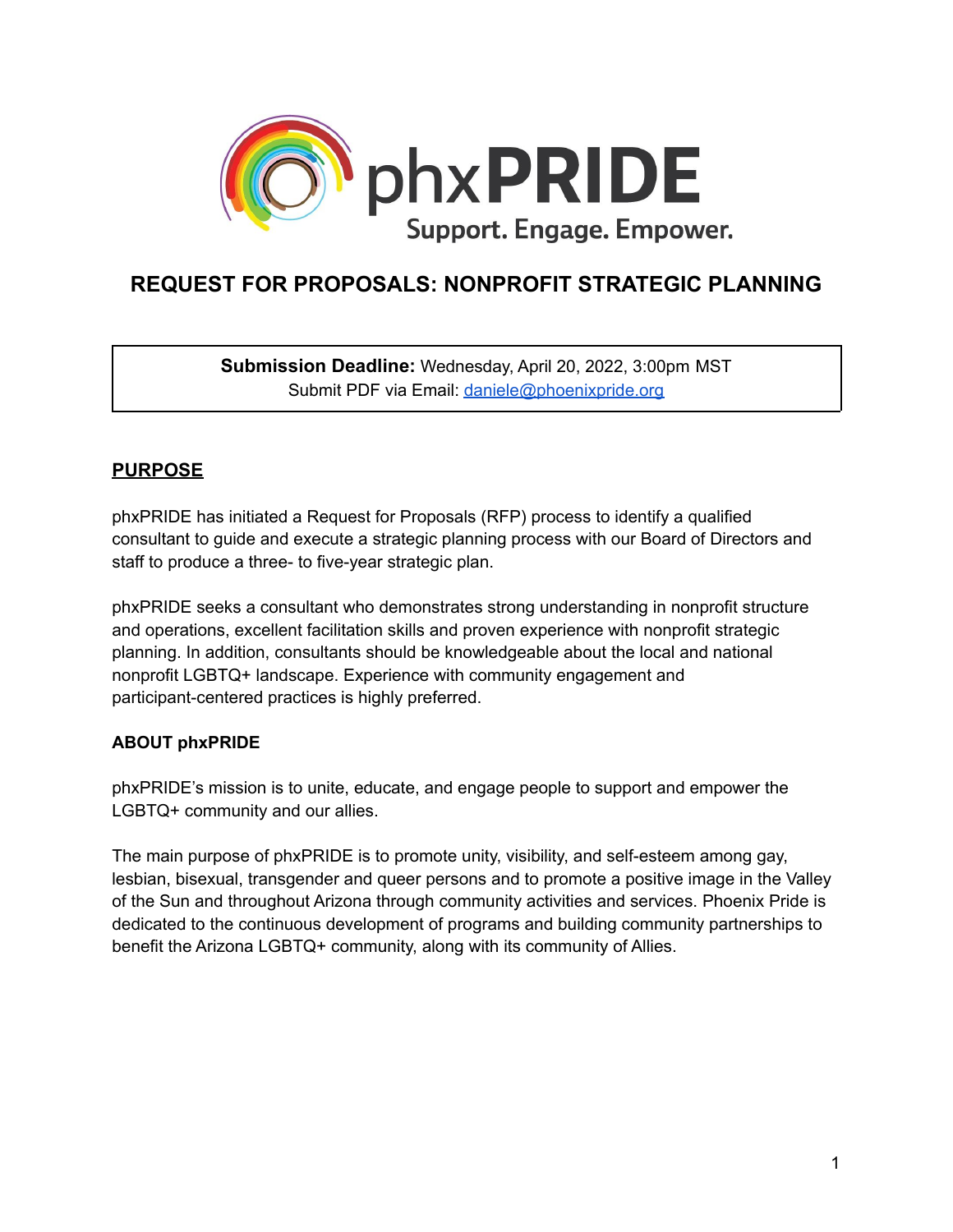phxPRIDE

Support. Engage. Empower.

# REQUEST FOR PROPOSALS: NONPROFIT STRATEGIC PLANNING

**Submission Deadline:** Wednesday, April 20, 2022, 3:00pm MST
Submit PDF via Email: daniele@phoenixpride.org

## PURPOSE

phxPRIDE has initiated a Request for Proposals (RFP) process to identify a qualified consultant to guide and execute a strategic planning process with our Board of Directors and staff to produce a three- to five-year strategic plan.

phxPRIDE seeks a consultant who demonstrates strong understanding in nonprofit structure and operations, excellent facilitation skills and proven experience with nonprofit strategic planning. In addition, consultants should be knowledgeable about the local and national nonprofit LGBTQ+ landscape. Experience with community engagement and participant-centered practices is highly preferred.

### ABOUT phxPRIDE

phxPRIDE's mission is to unite, educate, and engage people to support and empower the LGBTQ+ community and our allies.

The main purpose of phxPRIDE is to promote unity, visibility, and self-esteem among gay, lesbian, bisexual, transgender and queer persons and to promote a positive image in the Valley of the Sun and throughout Arizona through community activities and services. Phoenix Pride is dedicated to the continuous development of programs and building community partnerships to benefit the Arizona LGBTQ+ community, along with its community of Allies.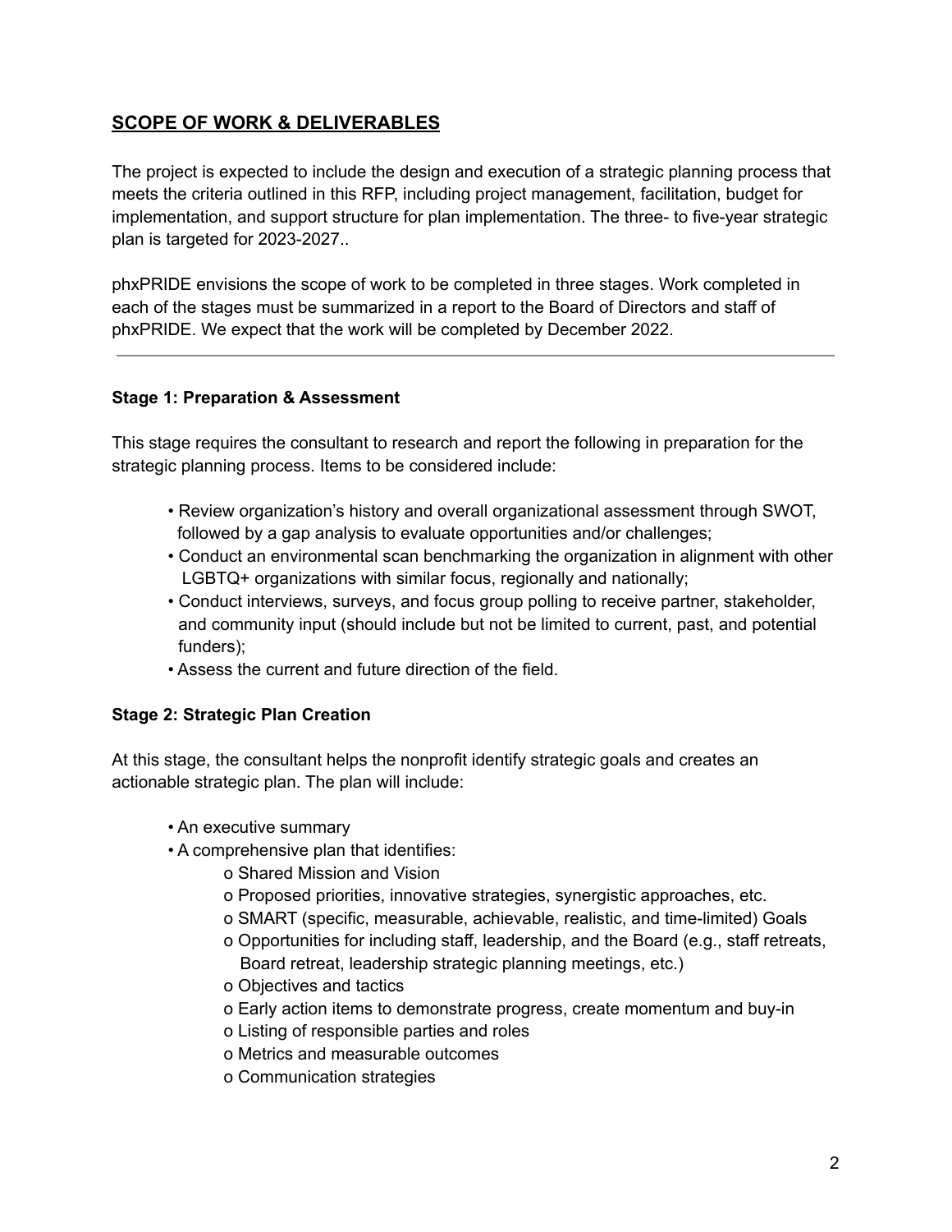## SCOPE OF WORK & DELIVERABLES

The project is expected to include the design and execution of a strategic planning process that meets the criteria outlined in this RFP, including project management, facilitation, budget for implementation, and support structure for plan implementation. The three- to five-year strategic plan is targeted for 2023-2027..

phxPRIDE envisions the scope of work to be completed in three stages. Work completed in each of the stages must be summarized in a report to the Board of Directors and staff of phxPRIDE. We expect that the work will be completed by December 2022.

---

### Stage 1: Preparation & Assessment

This stage requires the consultant to research and report the following in preparation for the strategic planning process. Items to be considered include:

- Review organization's history and overall organizational assessment through SWOT, followed by a gap analysis to evaluate opportunities and/or challenges;
- Conduct an environmental scan benchmarking the organization in alignment with other LGBTQ+ organizations with similar focus, regionally and nationally;
- Conduct interviews, surveys, and focus group polling to receive partner, stakeholder, and community input (should include but not be limited to current, past, and potential funders);
- Assess the current and future direction of the field.

### Stage 2: Strategic Plan Creation

At this stage, the consultant helps the nonprofit identify strategic goals and creates an actionable strategic plan. The plan will include:

- An executive summary
- A comprehensive plan that identifies:
  - Shared Mission and Vision
  - Proposed priorities, innovative strategies, synergistic approaches, etc.
  - SMART (specific, measurable, achievable, realistic, and time-limited) Goals
  - Opportunities for including staff, leadership, and the Board (e.g., staff retreats, Board retreat, leadership strategic planning meetings, etc.)
  - Objectives and tactics
  - Early action items to demonstrate progress, create momentum and buy-in
  - Listing of responsible parties and roles
  - Metrics and measurable outcomes
  - Communication strategies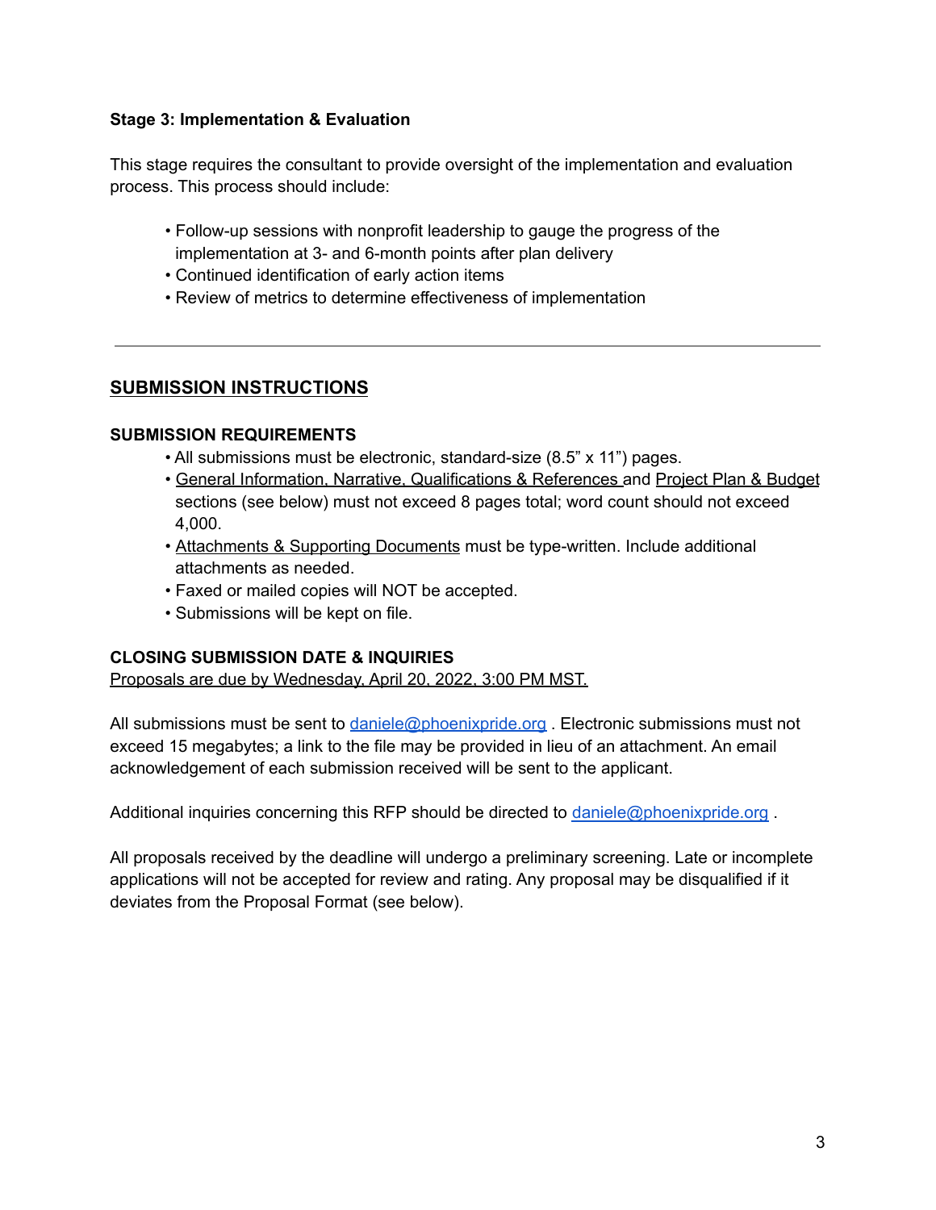### Stage 3: Implementation & Evaluation

This stage requires the consultant to provide oversight of the implementation and evaluation process. This process should include:

- Follow-up sessions with nonprofit leadership to gauge the progress of the implementation at 3- and 6-month points after plan delivery
- Continued identification of early action items
- Review of metrics to determine effectiveness of implementation

---

## SUBMISSION INSTRUCTIONS

### SUBMISSION REQUIREMENTS

- All submissions must be electronic, standard-size (8.5” x 11”) pages.
- General Information, Narrative, Qualifications & References and Project Plan & Budget sections (see below) must not exceed 8 pages total; word count should not exceed 4,000.
- Attachments & Supporting Documents must be type-written. Include additional attachments as needed.
- Faxed or mailed copies will NOT be accepted.
- Submissions will be kept on file.

### CLOSING SUBMISSION DATE & INQUIRIES

Proposals are due by Wednesday, April 20, 2022, 3:00 PM MST.

All submissions must be sent to daniele@phoenixpride.org . Electronic submissions must not exceed 15 megabytes; a link to the file may be provided in lieu of an attachment. An email acknowledgement of each submission received will be sent to the applicant.

Additional inquiries concerning this RFP should be directed to daniele@phoenixpride.org .

All proposals received by the deadline will undergo a preliminary screening. Late or incomplete applications will not be accepted for review and rating. Any proposal may be disqualified if it deviates from the Proposal Format (see below).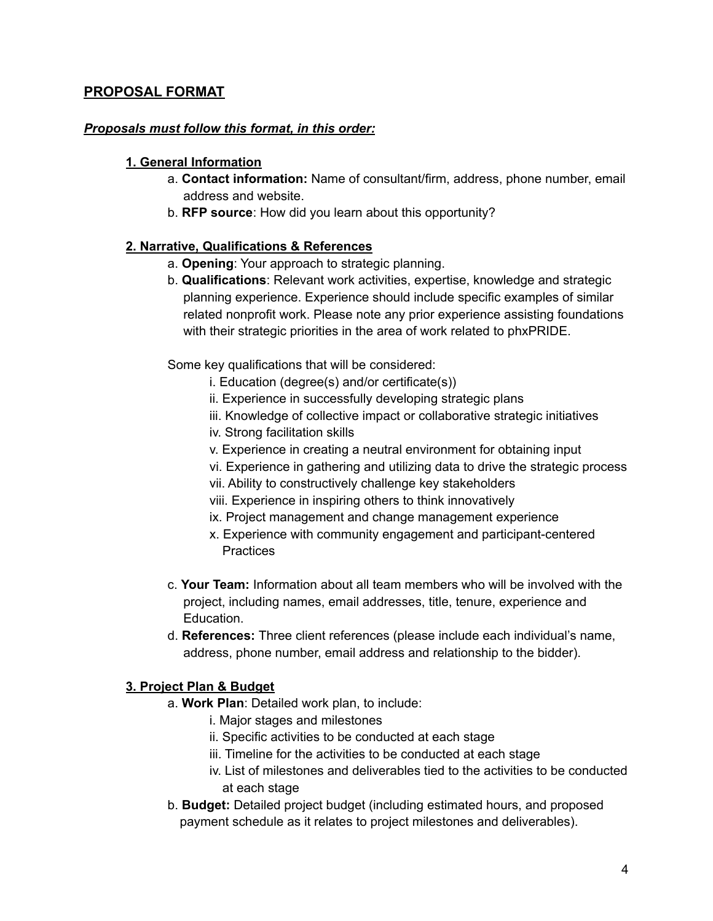## PROPOSAL FORMAT

***Proposals must follow this format, in this order:***

### 1. General Information

a. **Contact information:** Name of consultant/firm, address, phone number, email address and website.

b. **RFP source**: How did you learn about this opportunity?

### 2. Narrative, Qualifications & References

a. **Opening**: Your approach to strategic planning.

b. **Qualifications**: Relevant work activities, expertise, knowledge and strategic planning experience. Experience should include specific examples of similar related nonprofit work. Please note any prior experience assisting foundations with their strategic priorities in the area of work related to phxPRIDE.

Some key qualifications that will be considered:

i. Education (degree(s) and/or certificate(s))
ii. Experience in successfully developing strategic plans
iii. Knowledge of collective impact or collaborative strategic initiatives
iv. Strong facilitation skills
v. Experience in creating a neutral environment for obtaining input
vi. Experience in gathering and utilizing data to drive the strategic process
vii. Ability to constructively challenge key stakeholders
viii. Experience in inspiring others to think innovatively
ix. Project management and change management experience
x. Experience with community engagement and participant-centered Practices

c. **Your Team:** Information about all team members who will be involved with the project, including names, email addresses, title, tenure, experience and Education.

d. **References:** Three client references (please include each individual's name, address, phone number, email address and relationship to the bidder).

### 3. Project Plan & Budget

a. **Work Plan**: Detailed work plan, to include:

i. Major stages and milestones
ii. Specific activities to be conducted at each stage
iii. Timeline for the activities to be conducted at each stage
iv. List of milestones and deliverables tied to the activities to be conducted at each stage

b. **Budget:** Detailed project budget (including estimated hours, and proposed payment schedule as it relates to project milestones and deliverables).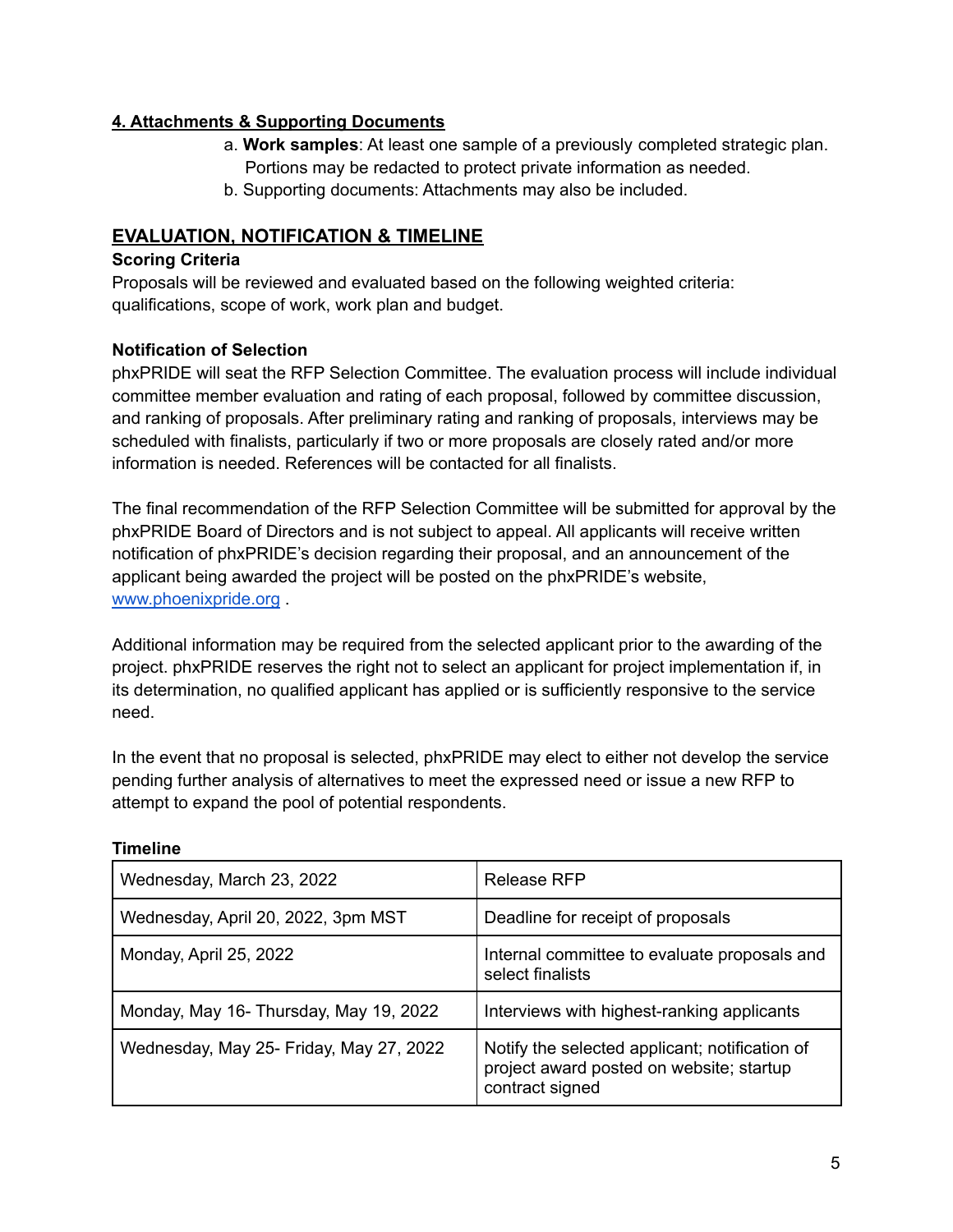**4. Attachments & Supporting Documents**

a. **Work samples**: At least one sample of a previously completed strategic plan. Portions may be redacted to protect private information as needed.
b. Supporting documents: Attachments may also be included.

## EVALUATION, NOTIFICATION & TIMELINE

**Scoring Criteria**

Proposals will be reviewed and evaluated based on the following weighted criteria: qualifications, scope of work, work plan and budget.

**Notification of Selection**

phxPRIDE will seat the RFP Selection Committee. The evaluation process will include individual committee member evaluation and rating of each proposal, followed by committee discussion, and ranking of proposals. After preliminary rating and ranking of proposals, interviews may be scheduled with finalists, particularly if two or more proposals are closely rated and/or more information is needed. References will be contacted for all finalists.

The final recommendation of the RFP Selection Committee will be submitted for approval by the phxPRIDE Board of Directors and is not subject to appeal. All applicants will receive written notification of phxPRIDE's decision regarding their proposal, and an announcement of the applicant being awarded the project will be posted on the phxPRIDE's website, [www.phoenixpride.org](www.phoenixpride.org) .

Additional information may be required from the selected applicant prior to the awarding of the project. phxPRIDE reserves the right not to select an applicant for project implementation if, in its determination, no qualified applicant has applied or is sufficiently responsive to the service need.

In the event that no proposal is selected, phxPRIDE may elect to either not develop the service pending further analysis of alternatives to meet the expressed need or issue a new RFP to attempt to expand the pool of potential respondents.

**Timeline**

| | |
|---|---|
| Wednesday, March 23, 2022 | Release RFP |
| Wednesday, April 20, 2022, 3pm MST | Deadline for receipt of proposals |
| Monday, April 25, 2022 | Internal committee to evaluate proposals and select finalists |
| Monday, May 16- Thursday, May 19, 2022 | Interviews with highest-ranking applicants |
| Wednesday, May 25- Friday, May 27, 2022 | Notify the selected applicant; notification of project award posted on website; startup contract signed |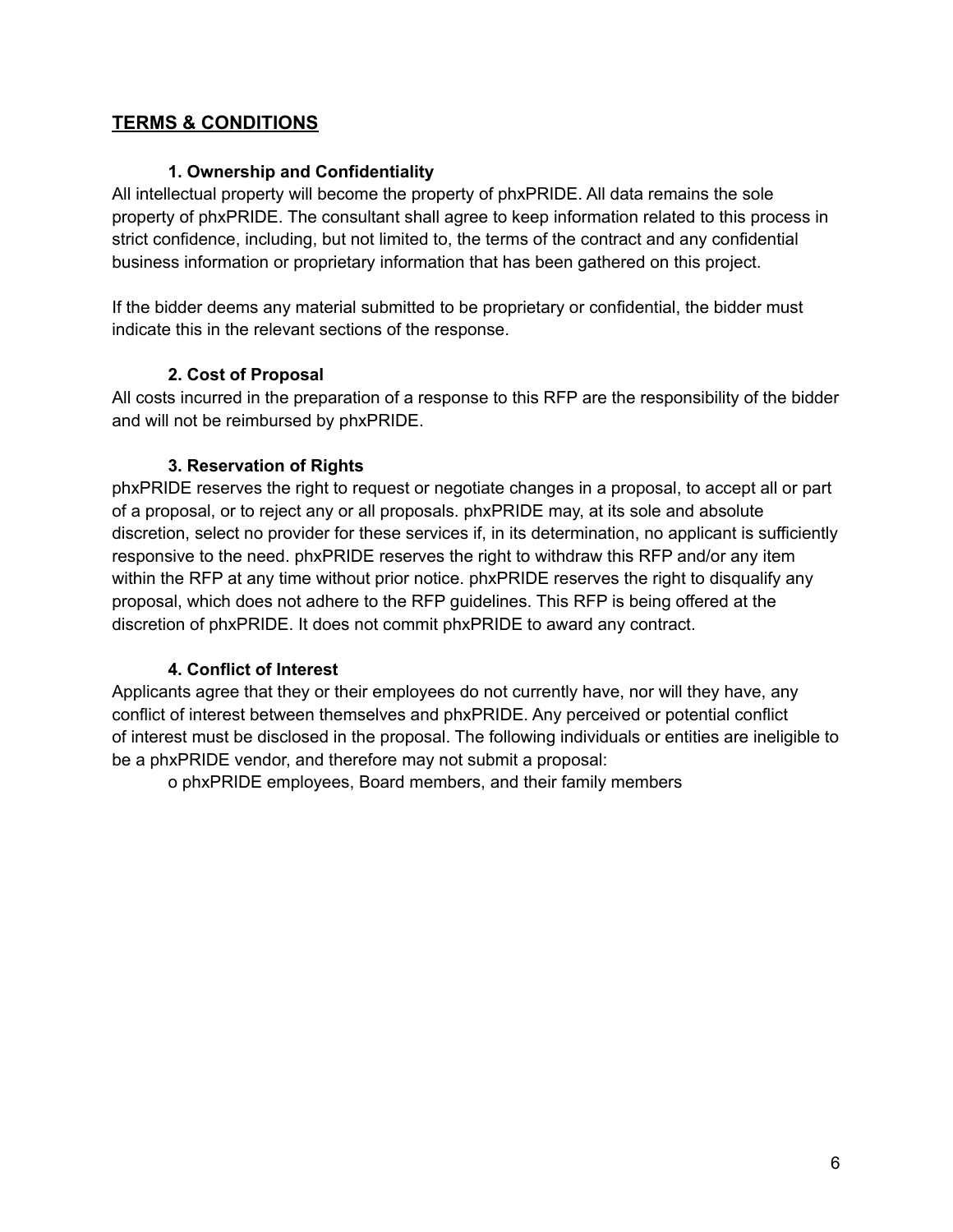## TERMS & CONDITIONS

### 1. Ownership and Confidentiality

All intellectual property will become the property of phxPRIDE. All data remains the sole property of phxPRIDE. The consultant shall agree to keep information related to this process in strict confidence, including, but not limited to, the terms of the contract and any confidential business information or proprietary information that has been gathered on this project.

If the bidder deems any material submitted to be proprietary or confidential, the bidder must indicate this in the relevant sections of the response.

### 2. Cost of Proposal

All costs incurred in the preparation of a response to this RFP are the responsibility of the bidder and will not be reimbursed by phxPRIDE.

### 3. Reservation of Rights

phxPRIDE reserves the right to request or negotiate changes in a proposal, to accept all or part of a proposal, or to reject any or all proposals. phxPRIDE may, at its sole and absolute discretion, select no provider for these services if, in its determination, no applicant is sufficiently responsive to the need. phxPRIDE reserves the right to withdraw this RFP and/or any item within the RFP at any time without prior notice. phxPRIDE reserves the right to disqualify any proposal, which does not adhere to the RFP guidelines. This RFP is being offered at the discretion of phxPRIDE. It does not commit phxPRIDE to award any contract.

### 4. Conflict of Interest

Applicants agree that they or their employees do not currently have, nor will they have, any conflict of interest between themselves and phxPRIDE. Any perceived or potential conflict of interest must be disclosed in the proposal. The following individuals or entities are ineligible to be a phxPRIDE vendor, and therefore may not submit a proposal:

- phxPRIDE employees, Board members, and their family members